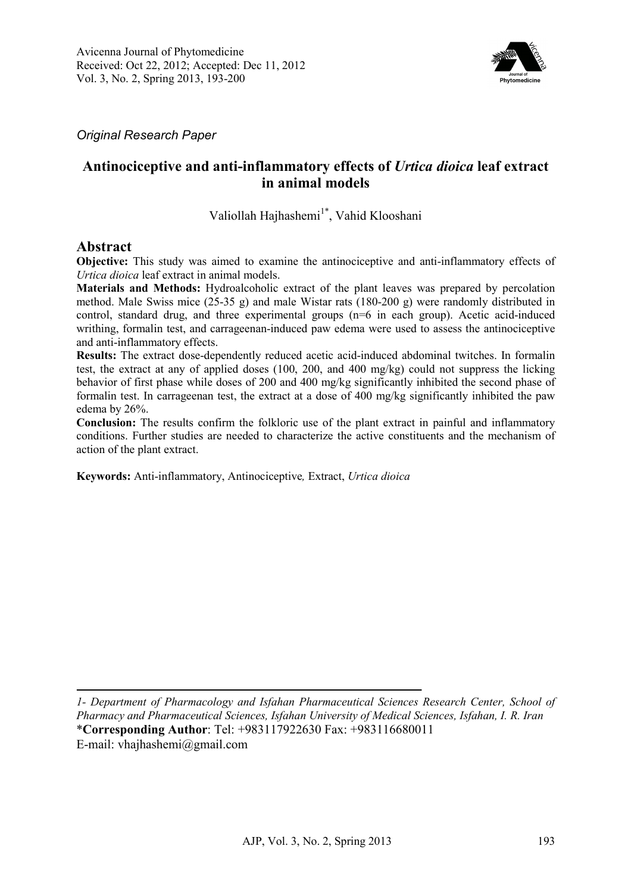*Original Research Paper*

# Antinociceptive and anti-inflammatory effects of *Urtica dioica* leaf extract in animal models

Valiollah Hajhashemi[1*], Vahid Klooshani

## Abstract

**Objective:** This study was aimed to examine the antinociceptive and anti-inflammatory effects of *Urtica dioica* leaf extract in animal models.

**Materials and Methods:** Hydroalcoholic extract of the plant leaves was prepared by percolation method. Male Swiss mice (25-35 g) and male Wistar rats (180-200 g) were randomly distributed in control, standard drug, and three experimental groups (n=6 in each group). Acetic acid-induced writhing, formalin test, and carrageenan-induced paw edema were used to assess the antinociceptive and anti-inflammatory effects.

**Results:** The extract dose-dependently reduced acetic acid-induced abdominal twitches. In formalin test, the extract at any of applied doses (100, 200, and 400 mg/kg) could not suppress the licking behavior of first phase while doses of 200 and 400 mg/kg significantly inhibited the second phase of formalin test. In carrageenan test, the extract at a dose of 400 mg/kg significantly inhibited the paw edema by 26%.

**Conclusion:** The results confirm the folkloric use of the plant extract in painful and inflammatory conditions. Further studies are needed to characterize the active constituents and the mechanism of action of the plant extract.

**Keywords:** Anti-inflammatory, Antinociceptive*,* Extract, *Urtica dioica*

---

*1- Department of Pharmacology and Isfahan Pharmaceutical Sciences Research Center, School of Pharmacy and Pharmaceutical Sciences, Isfahan University of Medical Sciences, Isfahan, I. R. Iran*

\***Corresponding Author**: Tel: +983117922630 Fax: +983116680011

E-mail: vhajhashemi@gmail.com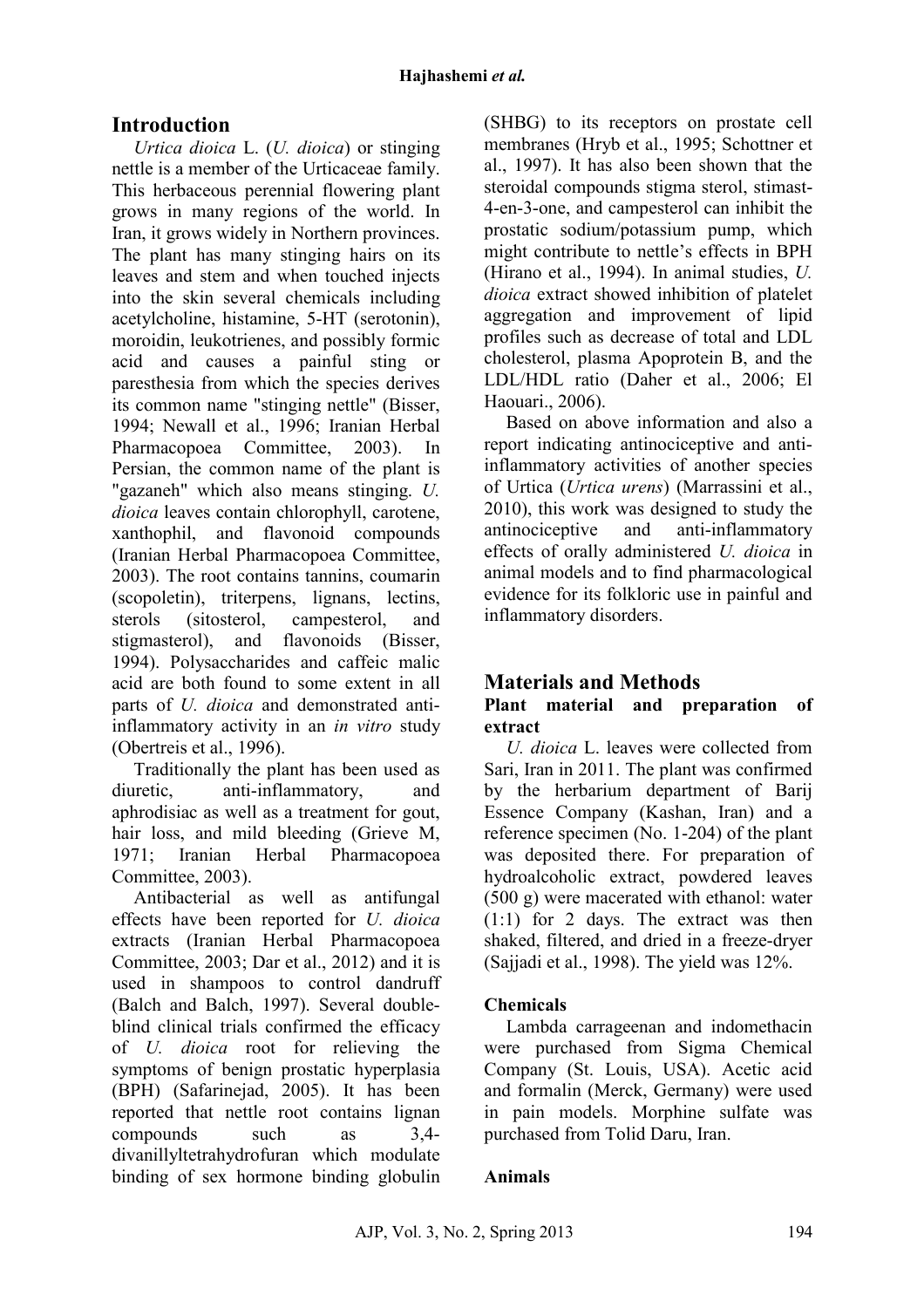## Introduction

*Urtica dioica* L. (*U. dioica*) or stinging nettle is a member of the Urticaceae family. This herbaceous perennial flowering plant grows in many regions of the world. In Iran, it grows widely in Northern provinces. The plant has many stinging hairs on its leaves and stem and when touched injects into the skin several chemicals including acetylcholine, histamine, 5-HT (serotonin), moroidin, leukotrienes, and possibly formic acid and causes a painful sting or paresthesia from which the species derives its common name "stinging nettle" (Bisser, 1994; Newall et al., 1996; Iranian Herbal Pharmacopoea Committee, 2003). In Persian, the common name of the plant is "gazaneh" which also means stinging. *U. dioica* leaves contain chlorophyll, carotene, xanthophil, and flavonoid compounds (Iranian Herbal Pharmacopoea Committee, 2003). The root contains tannins, coumarin (scopoletin), triterpens, lignans, lectins, sterols (sitosterol, campesterol, and stigmasterol), and flavonoids (Bisser, 1994). Polysaccharides and caffeic malic acid are both found to some extent in all parts of *U. dioica* and demonstrated anti-inflammatory activity in an *in vitro* study (Obertreis et al., 1996).

Traditionally the plant has been used as diuretic, anti-inflammatory, and aphrodisiac as well as a treatment for gout, hair loss, and mild bleeding (Grieve M, 1971; Iranian Herbal Pharmacopoea Committee, 2003).

Antibacterial as well as antifungal effects have been reported for *U. dioica* extracts (Iranian Herbal Pharmacopoea Committee, 2003; Dar et al., 2012) and it is used in shampoos to control dandruff (Balch and Balch, 1997). Several double-blind clinical trials confirmed the efficacy of *U. dioica* root for relieving the symptoms of benign prostatic hyperplasia (BPH) (Safarinejad, 2005). It has been reported that nettle root contains lignan compounds such as 3,4-divanillyltetrahydrofuran which modulate binding of sex hormone binding globulin (SHBG) to its receptors on prostate cell membranes (Hryb et al., 1995; Schottner et al., 1997). It has also been shown that the steroidal compounds stigma sterol, stimast-4-en-3-one, and campesterol can inhibit the prostatic sodium/potassium pump, which might contribute to nettle's effects in BPH (Hirano et al., 1994). In animal studies, *U. dioica* extract showed inhibition of platelet aggregation and improvement of lipid profiles such as decrease of total and LDL cholesterol, plasma Apoprotein B, and the LDL/HDL ratio (Daher et al., 2006; El Haouari., 2006).

Based on above information and also a report indicating antinociceptive and anti-inflammatory activities of another species of Urtica (*Urtica urens*) (Marrassini et al., 2010), this work was designed to study the antinociceptive and anti-inflammatory effects of orally administered *U. dioica* in animal models and to find pharmacological evidence for its folkloric use in painful and inflammatory disorders.

## Materials and Methods

### Plant material and preparation of extract

*U. dioica* L. leaves were collected from Sari, Iran in 2011. The plant was confirmed by the herbarium department of Barij Essence Company (Kashan, Iran) and a reference specimen (No. 1-204) of the plant was deposited there. For preparation of hydroalcoholic extract, powdered leaves (500 g) were macerated with ethanol: water (1:1) for 2 days. The extract was then shaked, filtered, and dried in a freeze-dryer (Sajjadi et al., 1998). The yield was 12%.

### Chemicals

Lambda carrageenan and indomethacin were purchased from Sigma Chemical Company (St. Louis, USA). Acetic acid and formalin (Merck, Germany) were used in pain models. Morphine sulfate was purchased from Tolid Daru, Iran.

### Animals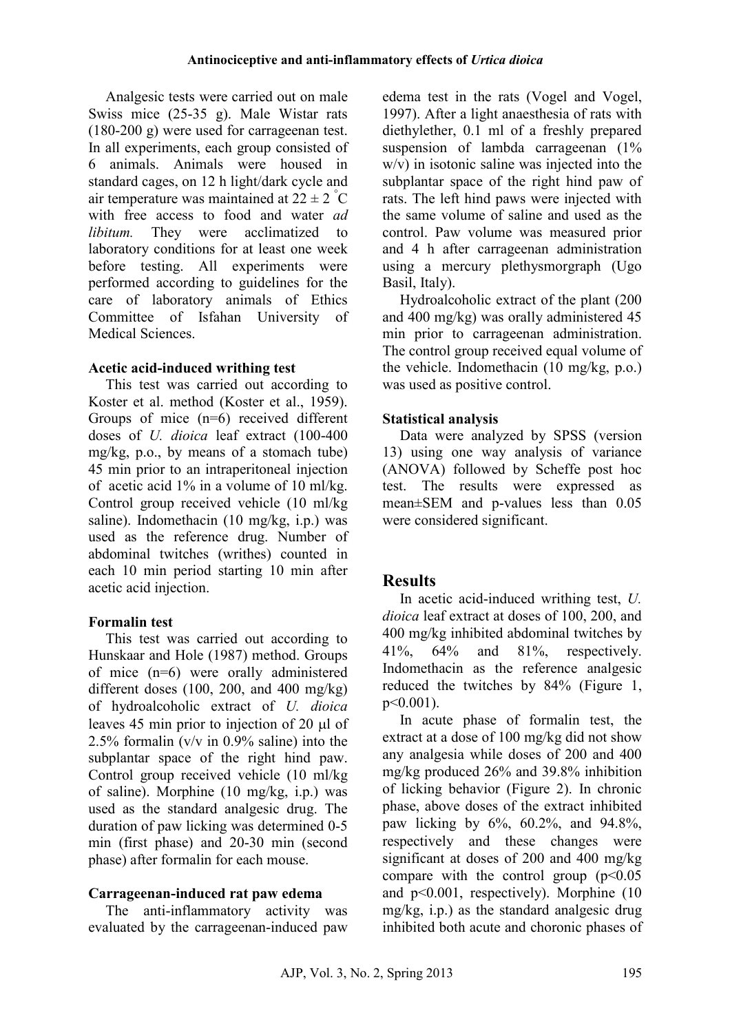Analgesic tests were carried out on male Swiss mice (25-35 g). Male Wistar rats (180-200 g) were used for carrageenan test. In all experiments, each group consisted of 6 animals. Animals were housed in standard cages, on 12 h light/dark cycle and air temperature was maintained at $22 \pm 2\ ^{\circ}C$ with free access to food and water *ad libitum.* They were acclimatized to laboratory conditions for at least one week before testing. All experiments were performed according to guidelines for the care of laboratory animals of Ethics Committee of Isfahan University of Medical Sciences.

**Acetic acid-induced writhing test**

This test was carried out according to Koster et al. method (Koster et al., 1959). Groups of mice (n=6) received different doses of *U. dioica* leaf extract (100-400 mg/kg, p.o., by means of a stomach tube) 45 min prior to an intraperitoneal injection of acetic acid 1% in a volume of 10 ml/kg. Control group received vehicle (10 ml/kg saline). Indomethacin (10 mg/kg, i.p.) was used as the reference drug. Number of abdominal twitches (writhes) counted in each 10 min period starting 10 min after acetic acid injection.

**Formalin test**

This test was carried out according to Hunskaar and Hole (1987) method. Groups of mice (n=6) were orally administered different doses (100, 200, and 400 mg/kg) of hydroalcoholic extract of *U. dioica* leaves 45 min prior to injection of 20 μl of 2.5% formalin (v/v in 0.9% saline) into the subplantar space of the right hind paw. Control group received vehicle (10 ml/kg of saline). Morphine (10 mg/kg, i.p.) was used as the standard analgesic drug. The duration of paw licking was determined 0-5 min (first phase) and 20-30 min (second phase) after formalin for each mouse.

**Carrageenan-induced rat paw edema**

The anti-inflammatory activity was evaluated by the carrageenan-induced paw edema test in the rats (Vogel and Vogel, 1997). After a light anaesthesia of rats with diethylether, 0.1 ml of a freshly prepared suspension of lambda carrageenan (1% w/v) in isotonic saline was injected into the subplantar space of the right hind paw of rats. The left hind paws were injected with the same volume of saline and used as the control. Paw volume was measured prior and 4 h after carrageenan administration using a mercury plethysmorgraph (Ugo Basil, Italy).

Hydroalcoholic extract of the plant (200 and 400 mg/kg) was orally administered 45 min prior to carrageenan administration. The control group received equal volume of the vehicle. Indomethacin (10 mg/kg, p.o.) was used as positive control.

**Statistical analysis**

Data were analyzed by SPSS (version 13) using one way analysis of variance (ANOVA) followed by Scheffe post hoc test. The results were expressed as mean±SEM and p-values less than 0.05 were considered significant.

## Results

In acetic acid-induced writhing test, *U. dioica* leaf extract at doses of 100, 200, and 400 mg/kg inhibited abdominal twitches by 41%, 64% and 81%, respectively. Indomethacin as the reference analgesic reduced the twitches by 84% (Figure 1, $p<0.001$).

In acute phase of formalin test, the extract at a dose of 100 mg/kg did not show any analgesia while doses of 200 and 400 mg/kg produced 26% and 39.8% inhibition of licking behavior (Figure 2). In chronic phase, above doses of the extract inhibited paw licking by 6%, 60.2%, and 94.8%, respectively and these changes were significant at doses of 200 and 400 mg/kg compare with the control group ($p<0.05$ and $p<0.001$, respectively). Morphine (10 mg/kg, i.p.) as the standard analgesic drug inhibited both acute and choronic phases of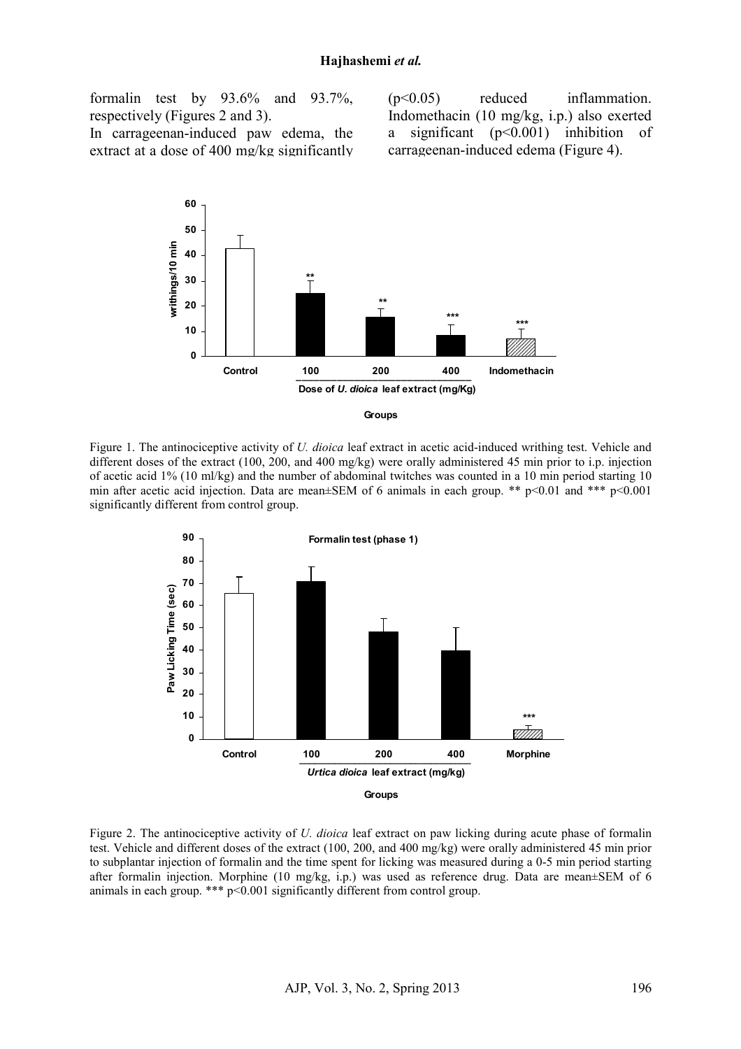formalin test by 93.6% and 93.7%, respectively (Figures 2 and 3).

In carrageenan-induced paw edema, the extract at a dose of 400 mg/kg significantly ($p<0.05$) reduced inflammation. Indomethacin (10 mg/kg, i.p.) also exerted a significant ($p<0.001$) inhibition of carrageenan-induced edema (Figure 4).

Figure 1. The antinociceptive activity of *U. dioica* leaf extract in acetic acid-induced writhing test. Vehicle and different doses of the extract (100, 200, and 400 mg/kg) were orally administered 45 min prior to i.p. injection of acetic acid 1% (10 ml/kg) and the number of abdominal twitches was counted in a 10 min period starting 10 min after acetic acid injection. Data are mean±SEM of 6 animals in each group. ** $p<0.01$ and *** $p<0.001$ significantly different from control group.

Figure 2. The antinociceptive activity of *U. dioica* leaf extract on paw licking during acute phase of formalin test. Vehicle and different doses of the extract (100, 200, and 400 mg/kg) were orally administered 45 min prior to subplantar injection of formalin and the time spent for licking was measured during a 0-5 min period starting after formalin injection. Morphine (10 mg/kg, i.p.) was used as reference drug. Data are mean±SEM of 6 animals in each group. *** $p<0.001$ significantly different from control group.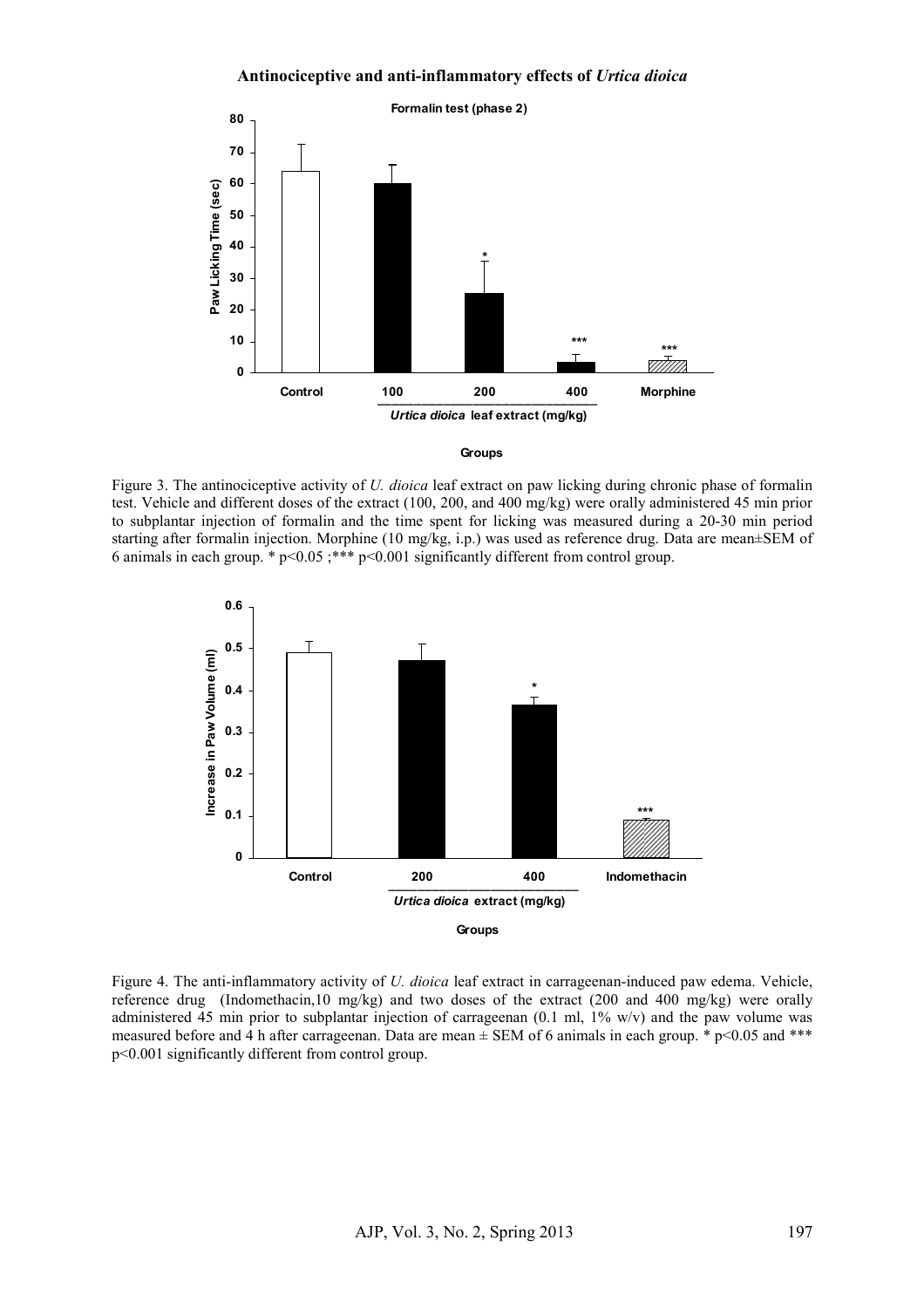Figure 3. The antinociceptive activity of *U. dioica* leaf extract on paw licking during chronic phase of formalin test. Vehicle and different doses of the extract (100, 200, and 400 mg/kg) were orally administered 45 min prior to subplantar injection of formalin and the time spent for licking was measured during a 20-30 min period starting after formalin injection. Morphine (10 mg/kg, i.p.) was used as reference drug. Data are mean±SEM of 6 animals in each group. * $p<0.05$ ;*** $p<0.001$ significantly different from control group.

Figure 4. The anti-inflammatory activity of *U. dioica* leaf extract in carrageenan-induced paw edema. Vehicle, reference drug (Indomethacin,10 mg/kg) and two doses of the extract (200 and 400 mg/kg) were orally administered 45 min prior to subplantar injection of carrageenan (0.1 ml, 1% w/v) and the paw volume was measured before and 4 h after carrageenan. Data are mean ± SEM of 6 animals in each group. * $p<0.05$ and *** $p<0.001$ significantly different from control group.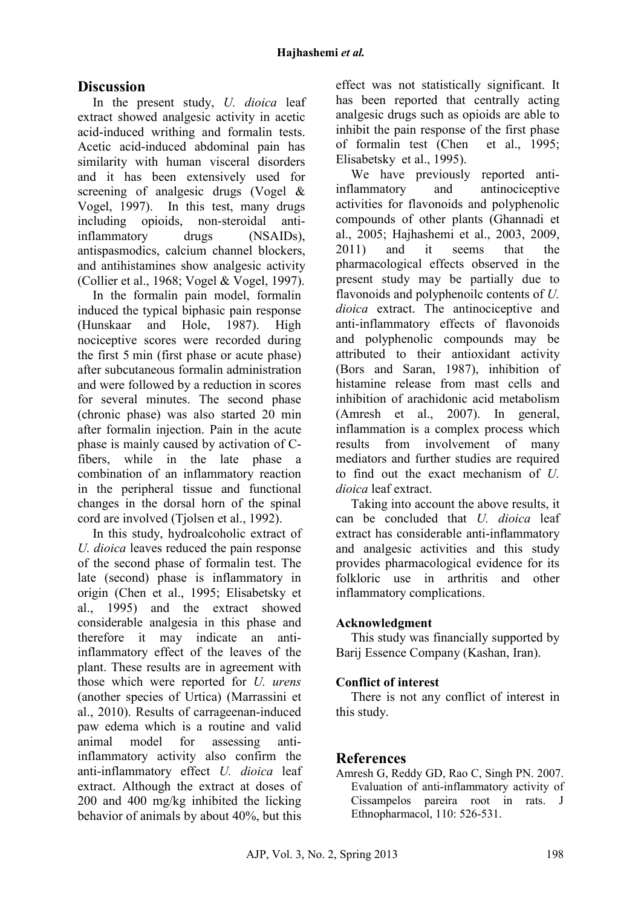## Discussion

In the present study, *U. dioica* leaf extract showed analgesic activity in acetic acid-induced writhing and formalin tests. Acetic acid-induced abdominal pain has similarity with human visceral disorders and it has been extensively used for screening of analgesic drugs (Vogel & Vogel, 1997). In this test, many drugs including opioids, non-steroidal anti-inflammatory drugs (NSAIDs), antispasmodics, calcium channel blockers, and antihistamines show analgesic activity (Collier et al., 1968; Vogel & Vogel, 1997).

In the formalin pain model, formalin induced the typical biphasic pain response (Hunskaar and Hole, 1987). High nociceptive scores were recorded during the first 5 min (first phase or acute phase) after subcutaneous formalin administration and were followed by a reduction in scores for several minutes. The second phase (chronic phase) was also started 20 min after formalin injection. Pain in the acute phase is mainly caused by activation of C-fibers, while in the late phase a combination of an inflammatory reaction in the peripheral tissue and functional changes in the dorsal horn of the spinal cord are involved (Tjolsen et al., 1992).

In this study, hydroalcoholic extract of *U. dioica* leaves reduced the pain response of the second phase of formalin test. The late (second) phase is inflammatory in origin (Chen et al., 1995; Elisabetsky et al., 1995) and the extract showed considerable analgesia in this phase and therefore it may indicate an anti-inflammatory effect of the leaves of the plant. These results are in agreement with those which were reported for *U. urens* (another species of Urtica) (Marrassini et al., 2010). Results of carrageenan-induced paw edema which is a routine and valid animal model for assessing anti-inflammatory activity also confirm the anti-inflammatory effect *U. dioica* leaf extract. Although the extract at doses of 200 and 400 mg/kg inhibited the licking behavior of animals by about 40%, but this effect was not statistically significant. It has been reported that centrally acting analgesic drugs such as opioids are able to inhibit the pain response of the first phase of formalin test (Chen et al., 1995; Elisabetsky et al., 1995).

We have previously reported anti-inflammatory and antinociceptive activities for flavonoids and polyphenolic compounds of other plants (Ghannadi et al., 2005; Hajhashemi et al., 2003, 2009, 2011) and it seems that the pharmacological effects observed in the present study may be partially due to flavonoids and polyphenoilc contents of *U. dioica* extract. The antinociceptive and anti-inflammatory effects of flavonoids and polyphenolic compounds may be attributed to their antioxidant activity (Bors and Saran, 1987), inhibition of histamine release from mast cells and inhibition of arachidonic acid metabolism (Amresh et al., 2007). In general, inflammation is a complex process which results from involvement of many mediators and further studies are required to find out the exact mechanism of *U. dioica* leaf extract.

Taking into account the above results, it can be concluded that *U. dioica* leaf extract has considerable anti-inflammatory and analgesic activities and this study provides pharmacological evidence for its folkloric use in arthritis and other inflammatory complications.

### Acknowledgment

This study was financially supported by Barij Essence Company (Kashan, Iran).

### Conflict of interest

There is not any conflict of interest in this study.

## References

Amresh G, Reddy GD, Rao C, Singh PN. 2007. Evaluation of anti-inflammatory activity of Cissampelos pareira root in rats. J Ethnopharmacol, 110: 526-531.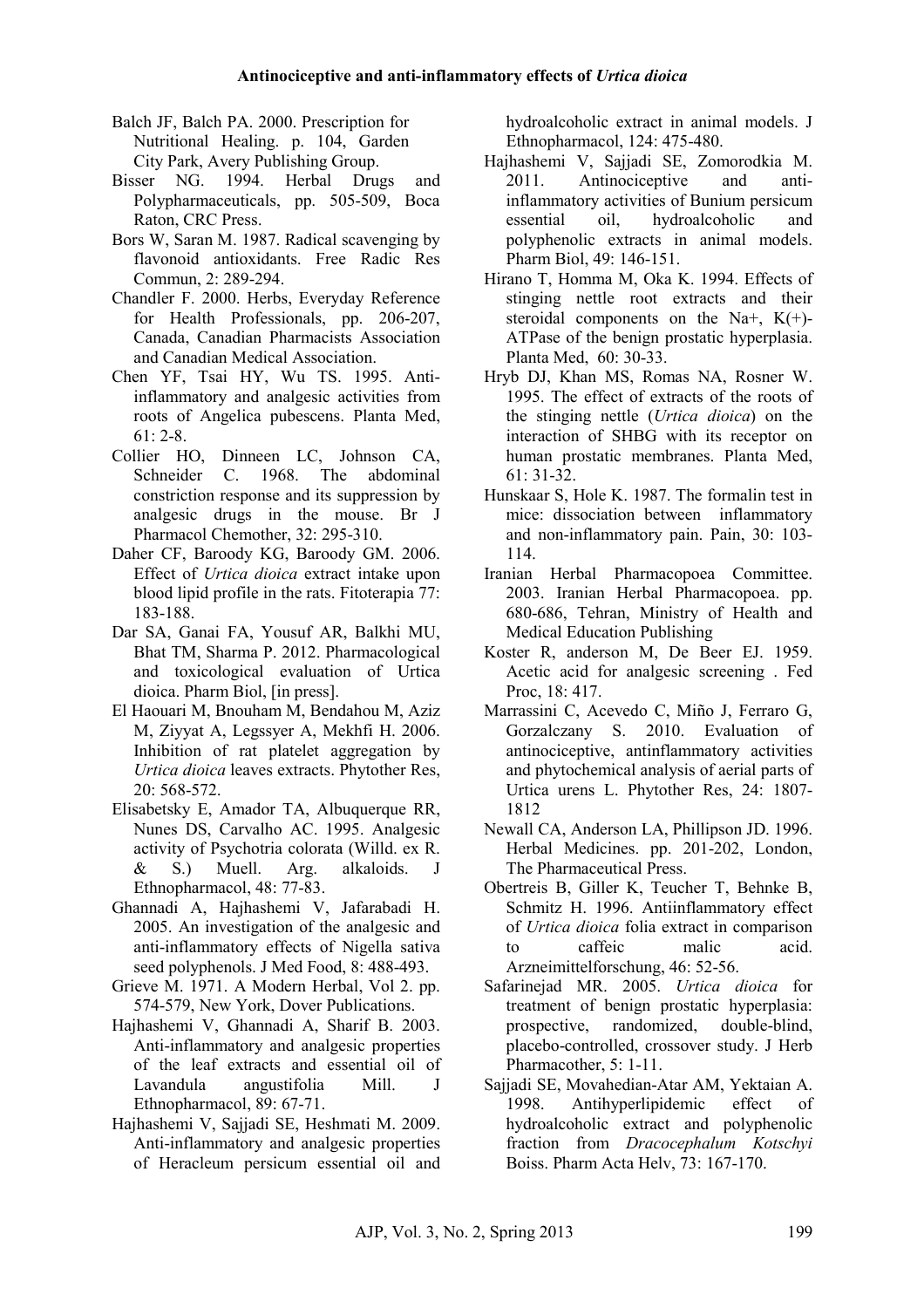Balch JF, Balch PA. 2000. Prescription for Nutritional Healing. p. 104, Garden City Park, Avery Publishing Group.

Bisser NG. 1994. Herbal Drugs and Polypharmaceuticals, pp. 505-509, Boca Raton, CRC Press.

Bors W, Saran M. 1987. Radical scavenging by flavonoid antioxidants. Free Radic Res Commun, 2: 289-294.

Chandler F. 2000. Herbs, Everyday Reference for Health Professionals, pp. 206-207, Canada, Canadian Pharmacists Association and Canadian Medical Association.

Chen YF, Tsai HY, Wu TS. 1995. Anti-inflammatory and analgesic activities from roots of Angelica pubescens. Planta Med, 61: 2-8.

Collier HO, Dinneen LC, Johnson CA, Schneider C. 1968. The abdominal constriction response and its suppression by analgesic drugs in the mouse. Br J Pharmacol Chemother, 32: 295-310.

Daher CF, Baroody KG, Baroody GM. 2006. Effect of *Urtica dioica* extract intake upon blood lipid profile in the rats. Fitoterapia 77: 183-188.

Dar SA, Ganai FA, Yousuf AR, Balkhi MU, Bhat TM, Sharma P. 2012. Pharmacological and toxicological evaluation of Urtica dioica. Pharm Biol, [in press].

El Haouari M, Bnouham M, Bendahou M, Aziz M, Ziyyat A, Legssyer A, Mekhfi H. 2006. Inhibition of rat platelet aggregation by *Urtica dioica* leaves extracts. Phytother Res, 20: 568-572.

Elisabetsky E, Amador TA, Albuquerque RR, Nunes DS, Carvalho AC. 1995. Analgesic activity of Psychotria colorata (Willd. ex R. & S.) Muell. Arg. alkaloids. J Ethnopharmacol, 48: 77-83.

Ghannadi A, Hajhashemi V, Jafarabadi H. 2005. An investigation of the analgesic and anti-inflammatory effects of Nigella sativa seed polyphenols. J Med Food, 8: 488-493.

Grieve M. 1971. A Modern Herbal, Vol 2. pp. 574-579, New York, Dover Publications.

Hajhashemi V, Ghannadi A, Sharif B. 2003. Anti-inflammatory and analgesic properties of the leaf extracts and essential oil of Lavandula angustifolia Mill. J Ethnopharmacol, 89: 67-71.

Hajhashemi V, Sajjadi SE, Heshmati M. 2009. Anti-inflammatory and analgesic properties of Heracleum persicum essential oil and hydroalcoholic extract in animal models. J Ethnopharmacol, 124: 475-480.

Hajhashemi V, Sajjadi SE, Zomorodkia M. 2011. Antinociceptive and anti-inflammatory activities of Bunium persicum essential oil, hydroalcoholic and polyphenolic extracts in animal models. Pharm Biol, 49: 146-151.

Hirano T, Homma M, Oka K. 1994. Effects of stinging nettle root extracts and their steroidal components on the Na+, K(+)-ATPase of the benign prostatic hyperplasia. Planta Med, 60: 30-33.

Hryb DJ, Khan MS, Romas NA, Rosner W. 1995. The effect of extracts of the roots of the stinging nettle (*Urtica dioica*) on the interaction of SHBG with its receptor on human prostatic membranes. Planta Med, 61: 31-32.

Hunskaar S, Hole K. 1987. The formalin test in mice: dissociation between inflammatory and non-inflammatory pain. Pain, 30: 103-114.

Iranian Herbal Pharmacopoea Committee. 2003. Iranian Herbal Pharmacopoea. pp. 680-686, Tehran, Ministry of Health and Medical Education Publishing

Koster R, anderson M, De Beer EJ. 1959. Acetic acid for analgesic screening . Fed Proc, 18: 417.

Marrassini C, Acevedo C, Miño J, Ferraro G, Gorzalczany S. 2010. Evaluation of antinociceptive, antinflammatory activities and phytochemical analysis of aerial parts of Urtica urens L. Phytother Res, 24: 1807-1812

Newall CA, Anderson LA, Phillipson JD. 1996. Herbal Medicines. pp. 201-202, London, The Pharmaceutical Press.

Obertreis B, Giller K, Teucher T, Behnke B, Schmitz H. 1996. Antiinflammatory effect of *Urtica dioica* folia extract in comparison to caffeic malic acid. Arzneimittelforschung, 46: 52-56.

Safarinejad MR. 2005. *Urtica dioica* for treatment of benign prostatic hyperplasia: prospective, randomized, double-blind, placebo-controlled, crossover study. J Herb Pharmacother, 5: 1-11.

Sajjadi SE, Movahedian-Atar AM, Yektaian A. 1998. Antihyperlipidemic effect of hydroalcoholic extract and polyphenolic fraction from *Dracocephalum Kotschyi* Boiss. Pharm Acta Helv, 73: 167-170.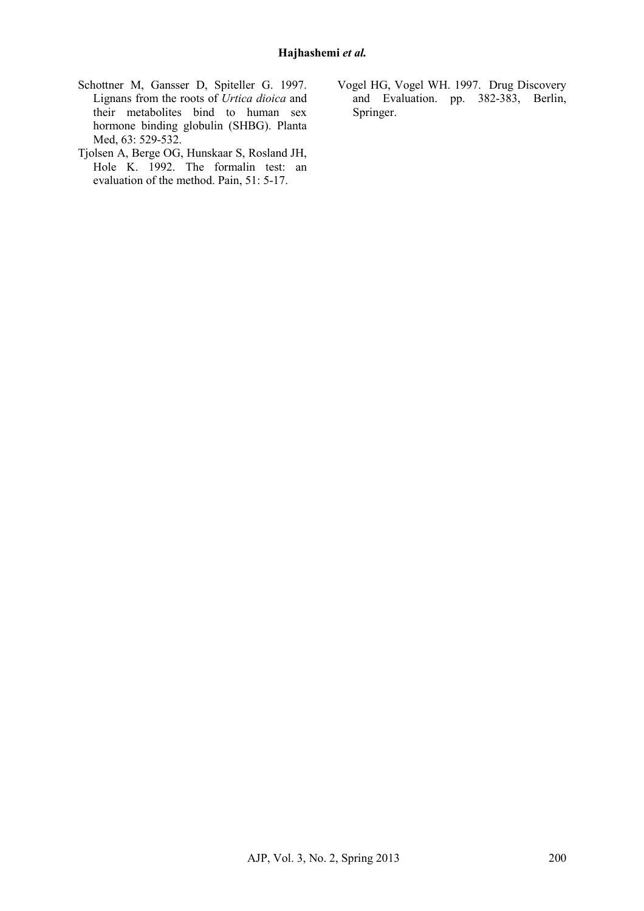Schottner M, Gansser D, Spiteller G. 1997. Lignans from the roots of *Urtica dioica* and their metabolites bind to human sex hormone binding globulin (SHBG). Planta Med, 63: 529-532.

Tjolsen A, Berge OG, Hunskaar S, Rosland JH, Hole K. 1992. The formalin test: an evaluation of the method. Pain, 51: 5-17.

Vogel HG, Vogel WH. 1997. Drug Discovery and Evaluation. pp. 382-383, Berlin, Springer.